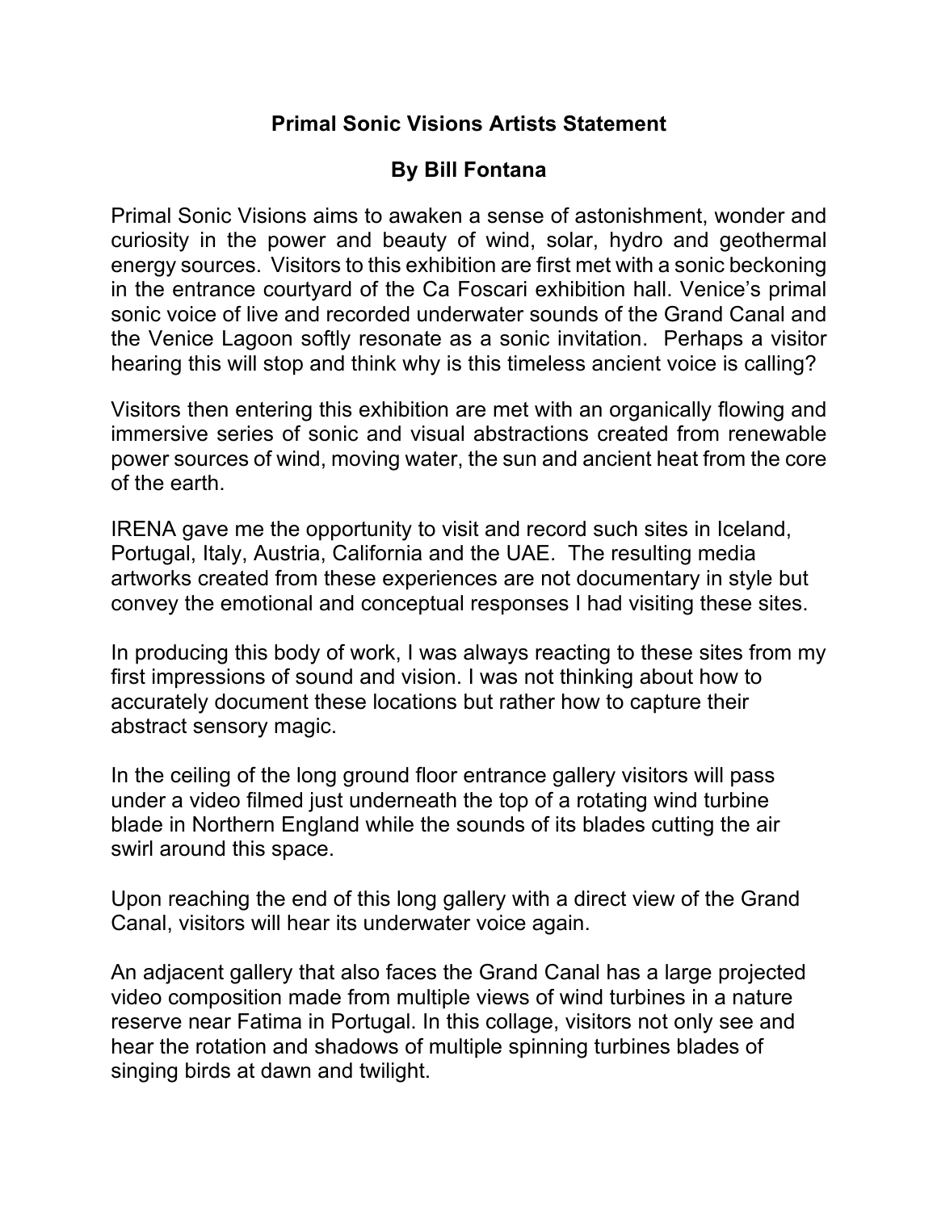# Primal Sonic Visions Artists Statement

## By Bill Fontana

Primal Sonic Visions aims to awaken a sense of astonishment, wonder and curiosity in the power and beauty of wind, solar, hydro and geothermal energy sources. Visitors to this exhibition are first met with a sonic beckoning in the entrance courtyard of the Ca Foscari exhibition hall. Venice's primal sonic voice of live and recorded underwater sounds of the Grand Canal and the Venice Lagoon softly resonate as a sonic invitation. Perhaps a visitor hearing this will stop and think why is this timeless ancient voice is calling?

Visitors then entering this exhibition are met with an organically flowing and immersive series of sonic and visual abstractions created from renewable power sources of wind, moving water, the sun and ancient heat from the core of the earth.

IRENA gave me the opportunity to visit and record such sites in Iceland, Portugal, Italy, Austria, California and the UAE. The resulting media artworks created from these experiences are not documentary in style but convey the emotional and conceptual responses I had visiting these sites.

In producing this body of work, I was always reacting to these sites from my first impressions of sound and vision. I was not thinking about how to accurately document these locations but rather how to capture their abstract sensory magic.

In the ceiling of the long ground floor entrance gallery visitors will pass under a video filmed just underneath the top of a rotating wind turbine blade in Northern England while the sounds of its blades cutting the air swirl around this space.

Upon reaching the end of this long gallery with a direct view of the Grand Canal, visitors will hear its underwater voice again.

An adjacent gallery that also faces the Grand Canal has a large projected video composition made from multiple views of wind turbines in a nature reserve near Fatima in Portugal. In this collage, visitors not only see and hear the rotation and shadows of multiple spinning turbines blades of singing birds at dawn and twilight.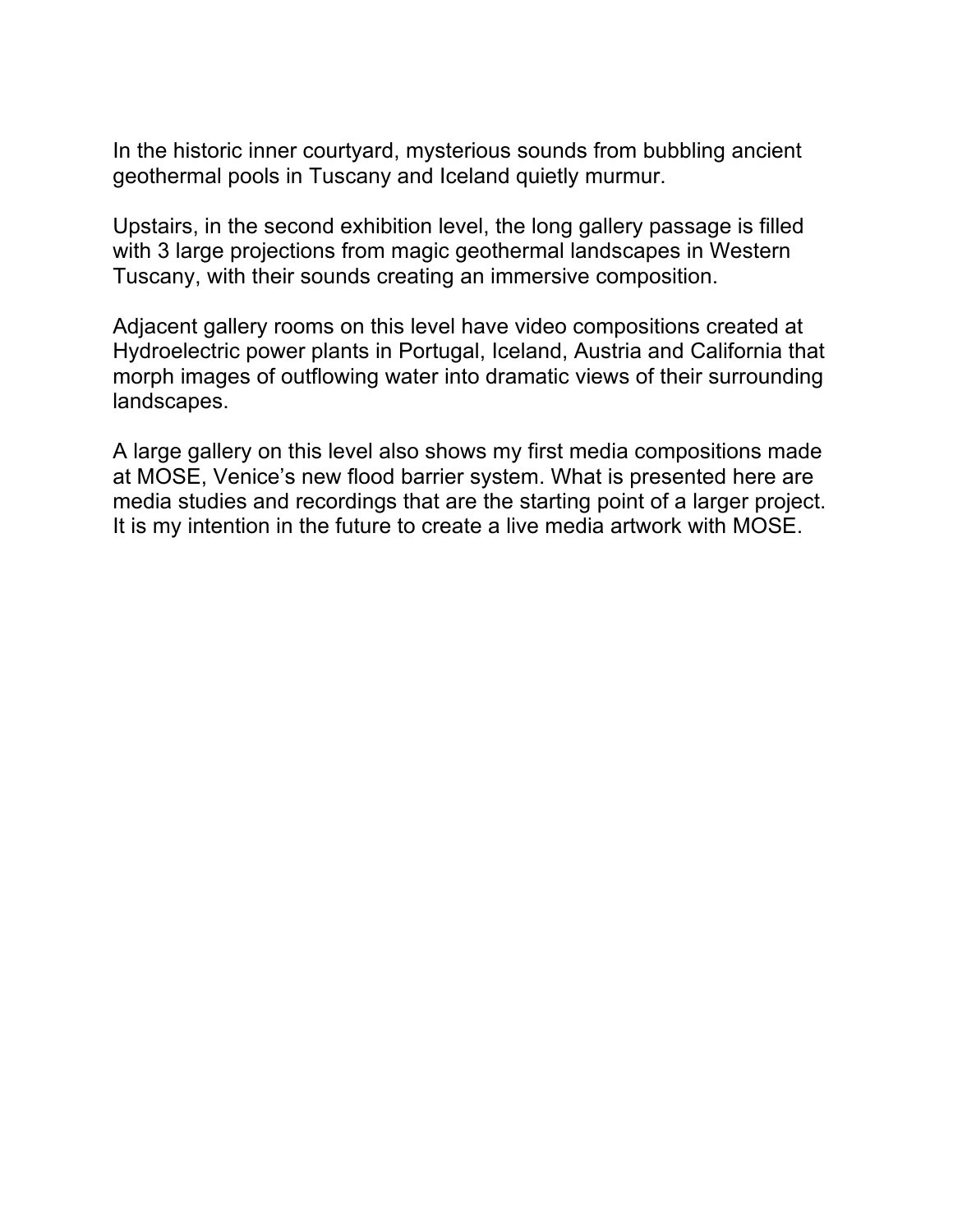In the historic inner courtyard, mysterious sounds from bubbling ancient geothermal pools in Tuscany and Iceland quietly murmur.

Upstairs, in the second exhibition level, the long gallery passage is filled with 3 large projections from magic geothermal landscapes in Western Tuscany, with their sounds creating an immersive composition.

Adjacent gallery rooms on this level have video compositions created at Hydroelectric power plants in Portugal, Iceland, Austria and California that morph images of outflowing water into dramatic views of their surrounding landscapes.

A large gallery on this level also shows my first media compositions made at MOSE, Venice's new flood barrier system. What is presented here are media studies and recordings that are the starting point of a larger project. It is my intention in the future to create a live media artwork with MOSE.